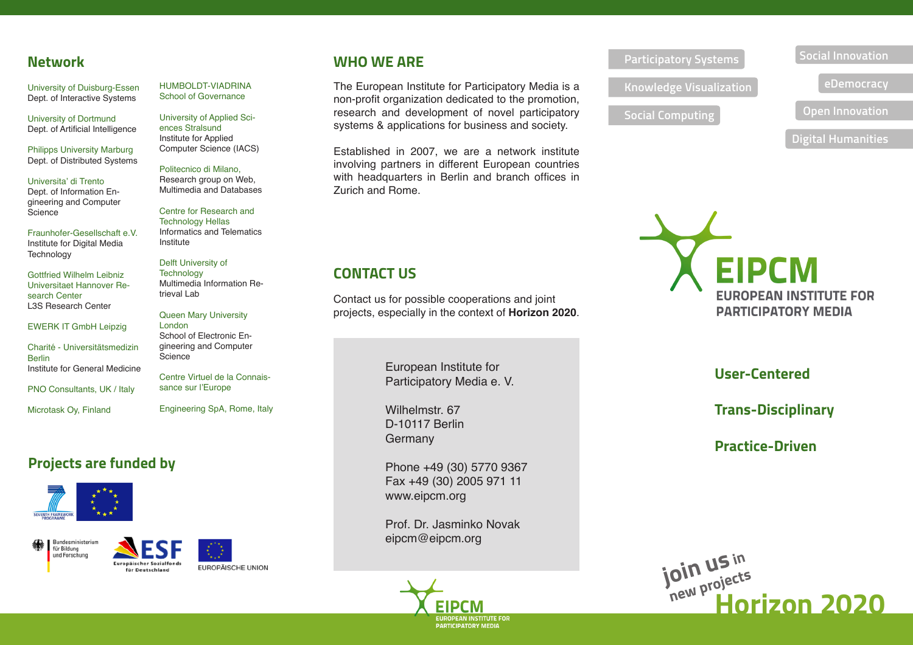## Network

University of Duisburg-Essen
Dept. of Interactive Systems

University of Dortmund
Dept. of Artificial Intelligence

Philipps University Marburg
Dept. of Distributed Systems

Universita' di Trento
Dept. of Information Engineering and Computer Science

Fraunhofer-Gesellschaft e.V.
Institute for Digital Media Technology

Gottfried Wilhelm Leibniz Universitaet Hannover Research Center
L3S Research Center

EWERK IT GmbH Leipzig

Charité - Universitätsmedizin Berlin
Institute for General Medicine

PNO Consultants, UK / Italy

Microtask Oy, Finland

HUMBOLDT-VIADRINA
School of Governance

University of Applied Sciences Stralsund
Institute for Applied Computer Science (IACS)

Politecnico di Milano,
Research group on Web, Multimedia and Databases

Centre for Research and Technology Hellas
Informatics and Telematics Institute

Delft University of Technology
Multimedia Information Retrieval Lab

Queen Mary University London
School of Electronic Engineering and Computer Science

Centre Virtuel de la Connaissance sur l'Europe

Engineering SpA, Rome, Italy

## Projects are funded by

SEVENTH FRAMEWORK PROGRAMME

Bundesministerium für Bildung und Forschung

ESF Europäischer Sozialfonds für Deutschland

EUROPÄISCHE UNION

## WHO WE ARE

The European Institute for Participatory Media is a non-profit organization dedicated to the promotion, research and development of novel participatory systems & applications for business and society.

Established in 2007, we are a network institute involving partners in different European countries with headquarters in Berlin and branch offices in Zurich and Rome.

## CONTACT US

Contact us for possible cooperations and joint projects, especially in the context of **Horizon 2020**.

European Institute for Participatory Media e. V.

Wilhelmstr. 67
D-10117 Berlin
Germany

Phone +49 (30) 5770 9367
Fax +49 (30) 2005 971 11
www.eipcm.org

Prof. Dr. Jasminko Novak
eipcm@eipcm.org

EIPCM
EUROPEAN INSTITUTE FOR PARTICIPATORY MEDIA

Participatory Systems

Knowledge Visualization

Social Computing

Social Innovation

eDemocracy

Open Innovation

Digital Humanities

# EIPCM
## EUROPEAN INSTITUTE FOR PARTICIPATORY MEDIA

**User-Centered**

**Trans-Disciplinary**

**Practice-Driven**

join us in new projects
**Horizon 2020**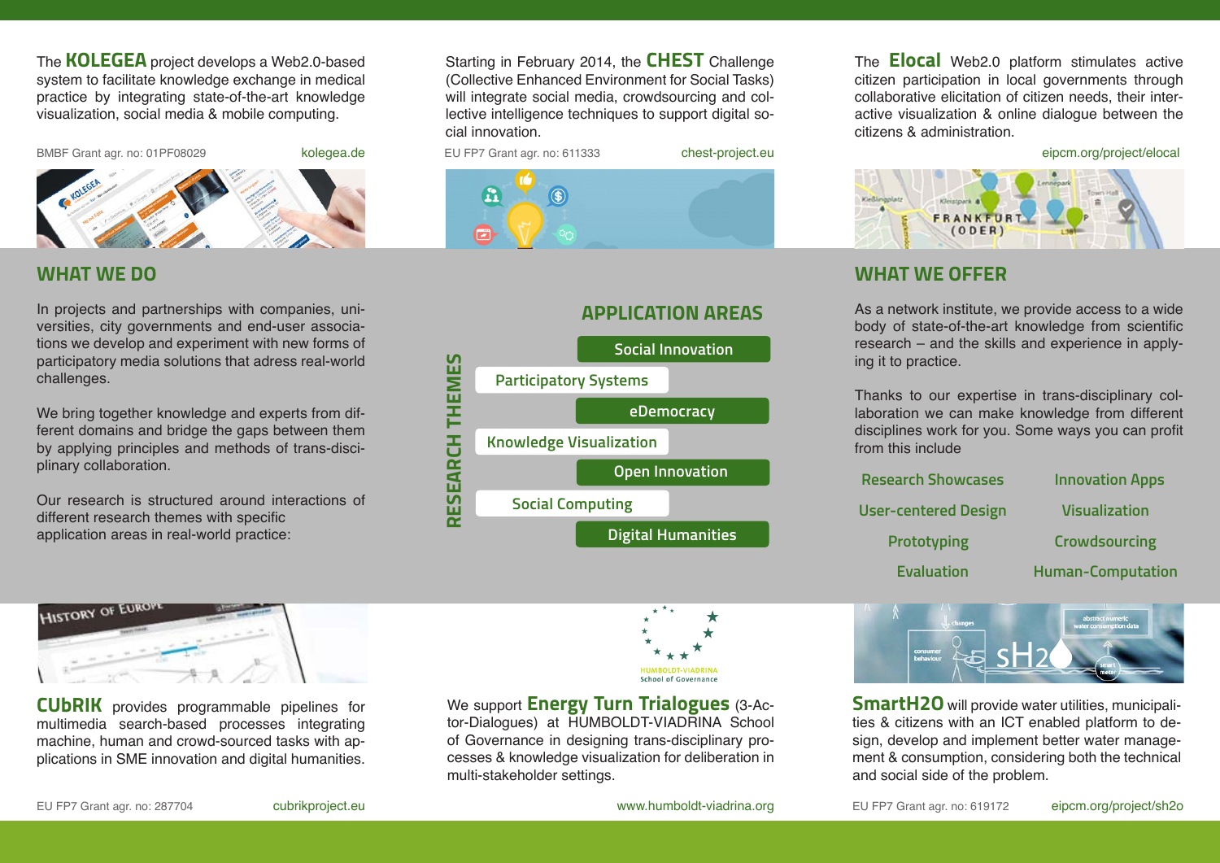The **KOLEGEA** project develops a Web2.0-based system to facilitate knowledge exchange in medical practice by integrating state-of-the-art knowledge visualization, social media & mobile computing.

BMBF Grant agr. no: 01PF08029 kolegea.de

Starting in February 2014, the **CHEST** Challenge (Collective Enhanced Environment for Social Tasks) will integrate social media, crowdsourcing and collective intelligence techniques to support digital social innovation.

EU FP7 Grant agr. no: 611333 chest-project.eu

The **Elocal** Web2.0 platform stimulates active citizen participation in local governments through collaborative elicitation of citizen needs, their interactive visualization & online dialogue between the citizens & administration.

eipcm.org/project/elocal

## WHAT WE DO

In projects and partnerships with companies, universities, city governments and end-user associations we develop and experiment with new forms of participatory media solutions that adress real-world challenges.

We bring together knowledge and experts from different domains and bridge the gaps between them by applying principles and methods of trans-disciplinary collaboration.

Our research is structured around interactions of different research themes with specific application areas in real-world practice:

## APPLICATION AREAS

**RESEARCH THEMES**

- Social Innovation
- Participatory Systems
- eDemocracy
- Knowledge Visualization
- Open Innovation
- Social Computing
- Digital Humanities

## WHAT WE OFFER

As a network institute, we provide access to a wide body of state-of-the-art knowledge from scientific research – and the skills and experience in applying it to practice.

Thanks to our expertise in trans-disciplinary collaboration we can make knowledge from different disciplines work for you. Some ways you can profit from this include

- Research Showcases
- Innovation Apps
- User-centered Design
- Visualization
- Prototyping
- Crowdsourcing
- Evaluation
- Human-Computation

**CUbRIK** provides programmable pipelines for multimedia search-based processes integrating machine, human and crowd-sourced tasks with applications in SME innovation and digital humanities.

EU FP7 Grant agr. no: 287704 cubrikproject.eu

HUMBOLDT-VIADRINA School of Governance

We support **Energy Turn Trialogues** (3-Actor-Dialogues) at HUMBOLDT-VIADRINA School of Governance in designing trans-disciplinary processes & knowledge visualization for deliberation in multi-stakeholder settings.

www.humboldt-viadrina.org

**SmartH2O** will provide water utilities, municipalities & citizens with an ICT enabled platform to design, develop and implement better water management & consumption, considering both the technical and social side of the problem.

EU FP7 Grant agr. no: 619172 eipcm.org/project/sh2o